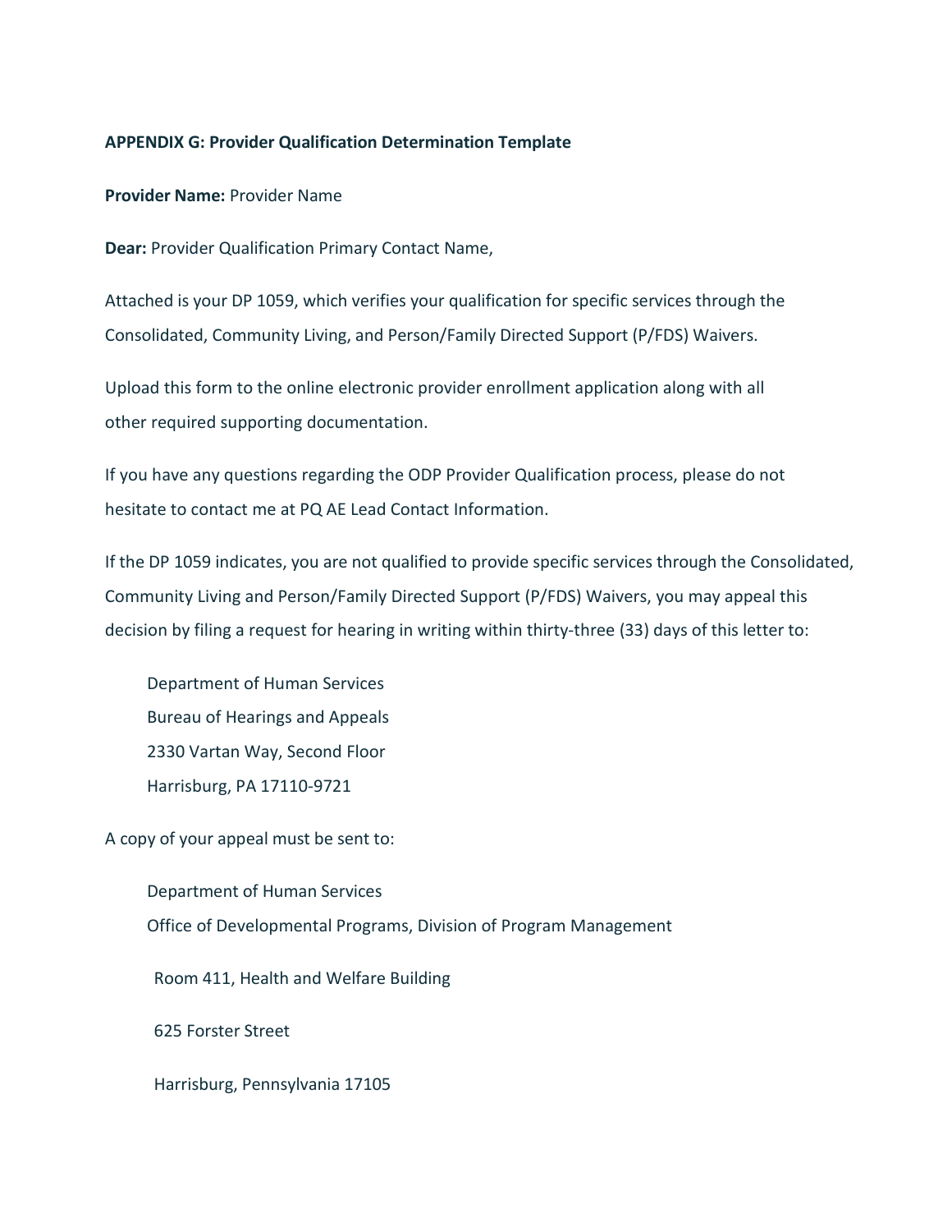**APPENDIX G: Provider Qualification Determination Template**

**Provider Name:** Provider Name

**Dear:** Provider Qualification Primary Contact Name,

Attached is your DP 1059, which verifies your qualification for specific services through the Consolidated, Community Living, and Person/Family Directed Support (P/FDS) Waivers.

Upload this form to the online electronic provider enrollment application along with all other required supporting documentation.

If you have any questions regarding the ODP Provider Qualification process, please do not hesitate to contact me at PQ AE Lead Contact Information.

If the DP 1059 indicates, you are not qualified to provide specific services through the Consolidated, Community Living and Person/Family Directed Support (P/FDS) Waivers, you may appeal this decision by filing a request for hearing in writing within thirty-three (33) days of this letter to:

Department of Human Services  
Bureau of Hearings and Appeals  
2330 Vartan Way, Second Floor  
Harrisburg, PA 17110-9721

A copy of your appeal must be sent to:

Department of Human Services  
Office of Developmental Programs, Division of Program Management

Room 411, Health and Welfare Building

625 Forster Street

Harrisburg, Pennsylvania 17105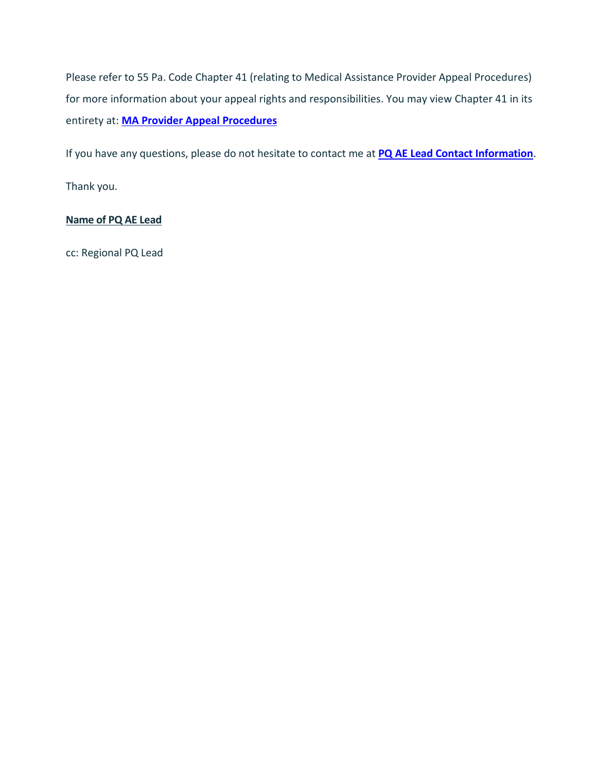Please refer to 55 Pa. Code Chapter 41 (relating to Medical Assistance Provider Appeal Procedures) for more information about your appeal rights and responsibilities. You may view Chapter 41 in its entirety at: **MA Provider Appeal Procedures**

If you have any questions, please do not hesitate to contact me at **PQ AE Lead Contact Information**.

Thank you.

**Name of PQ AE Lead**

cc: Regional PQ Lead